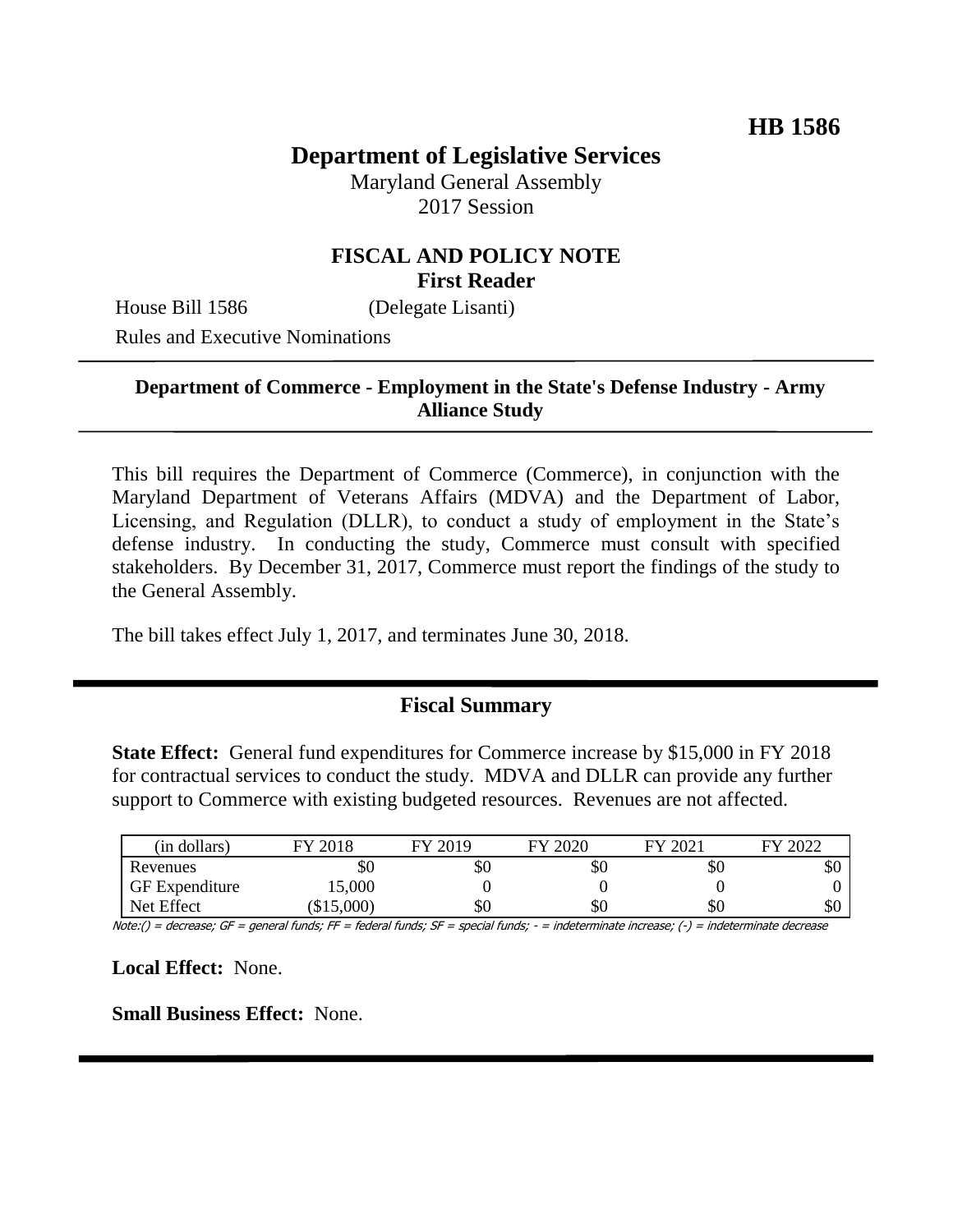**HB 1586**

# Department of Legislative Services

Maryland General Assembly
2017 Session

## FISCAL AND POLICY NOTE
**First Reader**

House Bill 1586 (Delegate Lisanti)
Rules and Executive Nominations

**Department of Commerce - Employment in the State's Defense Industry - Army Alliance Study**

This bill requires the Department of Commerce (Commerce), in conjunction with the Maryland Department of Veterans Affairs (MDVA) and the Department of Labor, Licensing, and Regulation (DLLR), to conduct a study of employment in the State's defense industry. In conducting the study, Commerce must consult with specified stakeholders. By December 31, 2017, Commerce must report the findings of the study to the General Assembly.

The bill takes effect July 1, 2017, and terminates June 30, 2018.

## Fiscal Summary

**State Effect:** General fund expenditures for Commerce increase by $15,000 in FY 2018 for contractual services to conduct the study. MDVA and DLLR can provide any further support to Commerce with existing budgeted resources. Revenues are not affected.

| (in dollars) | FY 2018 | FY 2019 | FY 2020 | FY 2021 | FY 2022 |
|---|---|---|---|---|---|
| Revenues | $0 | $0 | $0 | $0 | $0 |
| GF Expenditure | 15,000 | 0 | 0 | 0 | 0 |
| Net Effect | ($15,000) | $0 | $0 | $0 | $0 |

Note:() = decrease; GF = general funds; FF = federal funds; SF = special funds; - = indeterminate increase; (-) = indeterminate decrease

**Local Effect:** None.

**Small Business Effect:** None.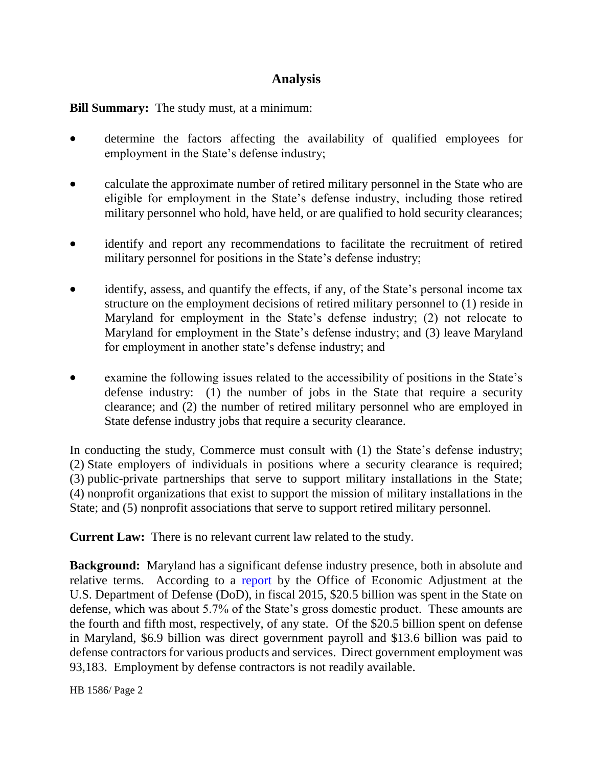## Analysis

**Bill Summary:** The study must, at a minimum:

- determine the factors affecting the availability of qualified employees for employment in the State's defense industry;
- calculate the approximate number of retired military personnel in the State who are eligible for employment in the State's defense industry, including those retired military personnel who hold, have held, or are qualified to hold security clearances;
- identify and report any recommendations to facilitate the recruitment of retired military personnel for positions in the State's defense industry;
- identify, assess, and quantify the effects, if any, of the State's personal income tax structure on the employment decisions of retired military personnel to (1) reside in Maryland for employment in the State's defense industry; (2) not relocate to Maryland for employment in the State's defense industry; and (3) leave Maryland for employment in another state's defense industry; and
- examine the following issues related to the accessibility of positions in the State's defense industry: (1) the number of jobs in the State that require a security clearance; and (2) the number of retired military personnel who are employed in State defense industry jobs that require a security clearance.

In conducting the study, Commerce must consult with (1) the State's defense industry; (2) State employers of individuals in positions where a security clearance is required; (3) public-private partnerships that serve to support military installations in the State; (4) nonprofit organizations that exist to support the mission of military installations in the State; and (5) nonprofit associations that serve to support retired military personnel.

**Current Law:** There is no relevant current law related to the study.

**Background:** Maryland has a significant defense industry presence, both in absolute and relative terms. According to a report by the Office of Economic Adjustment at the U.S. Department of Defense (DoD), in fiscal 2015, $20.5 billion was spent in the State on defense, which was about 5.7% of the State's gross domestic product. These amounts are the fourth and fifth most, respectively, of any state. Of the $20.5 billion spent on defense in Maryland, $6.9 billion was direct government payroll and $13.6 billion was paid to defense contractors for various products and services. Direct government employment was 93,183. Employment by defense contractors is not readily available.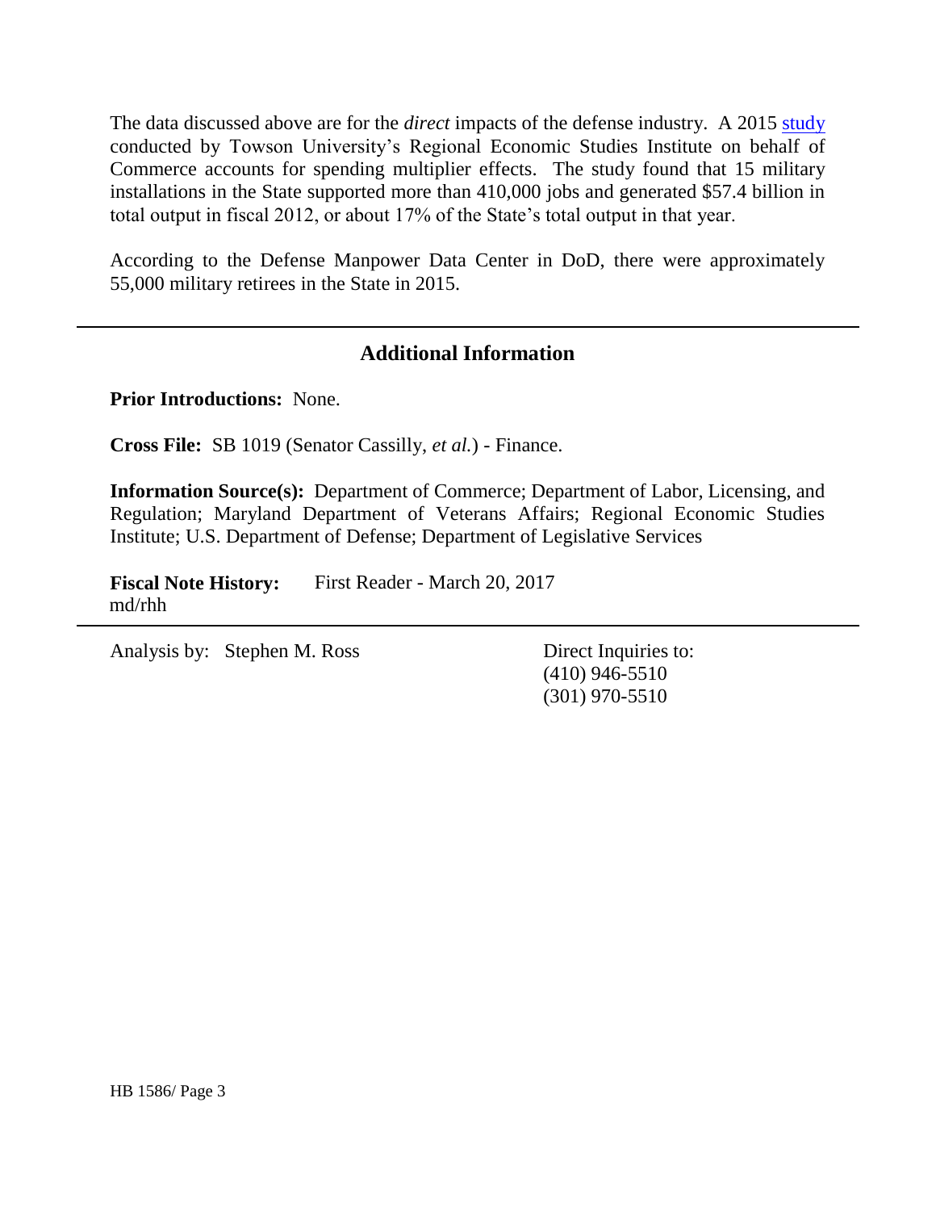The data discussed above are for the *direct* impacts of the defense industry. A 2015 study conducted by Towson University's Regional Economic Studies Institute on behalf of Commerce accounts for spending multiplier effects. The study found that 15 military installations in the State supported more than 410,000 jobs and generated $57.4 billion in total output in fiscal 2012, or about 17% of the State's total output in that year.

According to the Defense Manpower Data Center in DoD, there were approximately 55,000 military retirees in the State in 2015.

## Additional Information

**Prior Introductions:** None.

**Cross File:** SB 1019 (Senator Cassilly, *et al.*) - Finance.

**Information Source(s):** Department of Commerce; Department of Labor, Licensing, and Regulation; Maryland Department of Veterans Affairs; Regional Economic Studies Institute; U.S. Department of Defense; Department of Legislative Services

**Fiscal Note History:** First Reader - March 20, 2017
md/rhh

Analysis by: Stephen M. Ross

Direct Inquiries to:
(410) 946-5510
(301) 970-5510